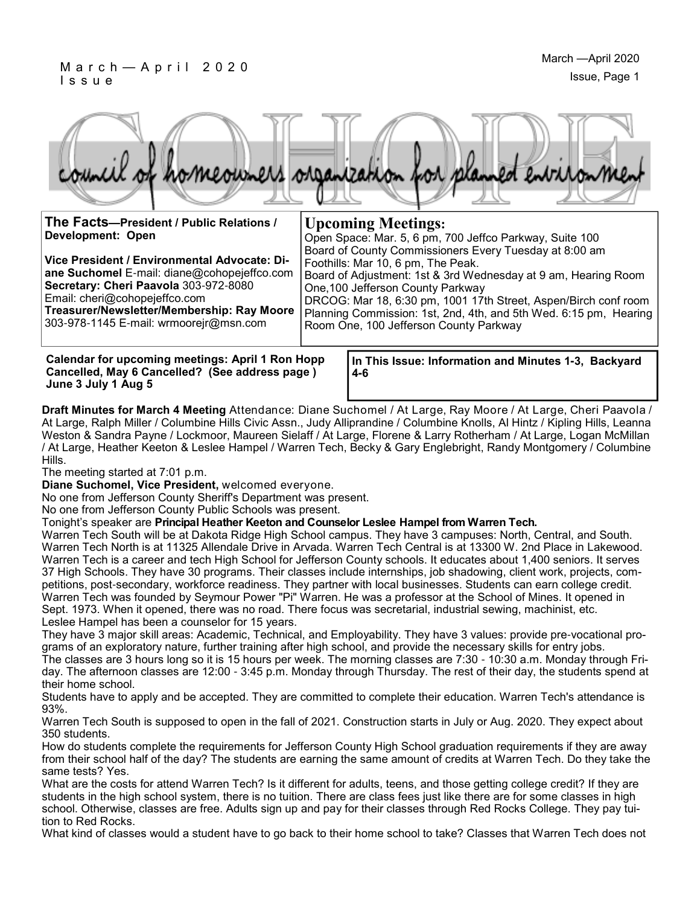# COHOPE

council of homeowners organization for planned environment

**The Facts—President / Public Relations / Development: Open**

**Vice President / Environmental Advocate: Diane Suchomel** E-mail: diane@cohopejeffco.com
**Secretary: Cheri Paavola** 303-972-8080
Email: cheri@cohopejeffco.com
**Treasurer/Newsletter/Membership: Ray Moore** 303-978-1145 E-mail: wrmoorejr@msn.com

## Upcoming Meetings:

Open Space: Mar. 5, 6 pm, 700 Jeffco Parkway, Suite 100
Board of County Commissioners Every Tuesday at 8:00 am
Foothills: Mar 10, 6 pm, The Peak.
Board of Adjustment: 1st & 3rd Wednesday at 9 am, Hearing Room One,100 Jefferson County Parkway
DRCOG: Mar 18, 6:30 pm, 1001 17th Street, Aspen/Birch conf room
Planning Commission: 1st, 2nd, 4th, and 5th Wed. 6:15 pm, Hearing Room One, 100 Jefferson County Parkway

**Calendar for upcoming meetings: April 1 Ron Hopp Cancelled, May 6 Cancelled? (See address page ) June 3 July 1 Aug 5**

**In This Issue: Information and Minutes 1-3, Backyard 4-6**

**Draft Minutes for March 4 Meeting** Attendance: Diane Suchomel / At Large, Ray Moore / At Large, Cheri Paavola / At Large, Ralph Miller / Columbine Hills Civic Assn., Judy Alliprandine / Columbine Knolls, Al Hintz / Kipling Hills, Leanna Weston & Sandra Payne / Lockmoor, Maureen Sielaff / At Large, Florene & Larry Rotherham / At Large, Logan McMillan / At Large, Heather Keeton & Leslee Hampel / Warren Tech, Becky & Gary Englebright, Randy Montgomery / Columbine Hills.

The meeting started at 7:01 p.m.

**Diane Suchomel, Vice President,** welcomed everyone.

No one from Jefferson County Sheriff's Department was present.

No one from Jefferson County Public Schools was present.

Tonight's speaker are **Principal Heather Keeton and Counselor Leslee Hampel from Warren Tech.**

Warren Tech South will be at Dakota Ridge High School campus. They have 3 campuses: North, Central, and South. Warren Tech North is at 11325 Allendale Drive in Arvada. Warren Tech Central is at 13300 W. 2nd Place in Lakewood. Warren Tech is a career and tech High School for Jefferson County schools. It educates about 1,400 seniors. It serves 37 High Schools. They have 30 programs. Their classes include internships, job shadowing, client work, projects, competitions, post-secondary, workforce readiness. They partner with local businesses. Students can earn college credit. Warren Tech was founded by Seymour Power "Pi" Warren. He was a professor at the School of Mines. It opened in Sept. 1973. When it opened, there was no road. There focus was secretarial, industrial sewing, machinist, etc.

Leslee Hampel has been a counselor for 15 years.

They have 3 major skill areas: Academic, Technical, and Employability. They have 3 values: provide pre-vocational programs of an exploratory nature, further training after high school, and provide the necessary skills for entry jobs.

The classes are 3 hours long so it is 15 hours per week. The morning classes are 7:30 - 10:30 a.m. Monday through Friday. The afternoon classes are 12:00 - 3:45 p.m. Monday through Thursday. The rest of their day, the students spend at their home school.

Students have to apply and be accepted. They are committed to complete their education. Warren Tech's attendance is 93%.

Warren Tech South is supposed to open in the fall of 2021. Construction starts in July or Aug. 2020. They expect about 350 students.

How do students complete the requirements for Jefferson County High School graduation requirements if they are away from their school half of the day? The students are earning the same amount of credits at Warren Tech. Do they take the same tests? Yes.

What are the costs for attend Warren Tech? Is it different for adults, teens, and those getting college credit? If they are students in the high school system, there is no tuition. There are class fees just like there are for some classes in high school. Otherwise, classes are free. Adults sign up and pay for their classes through Red Rocks College. They pay tuition to Red Rocks.

What kind of classes would a student have to go back to their home school to take? Classes that Warren Tech does not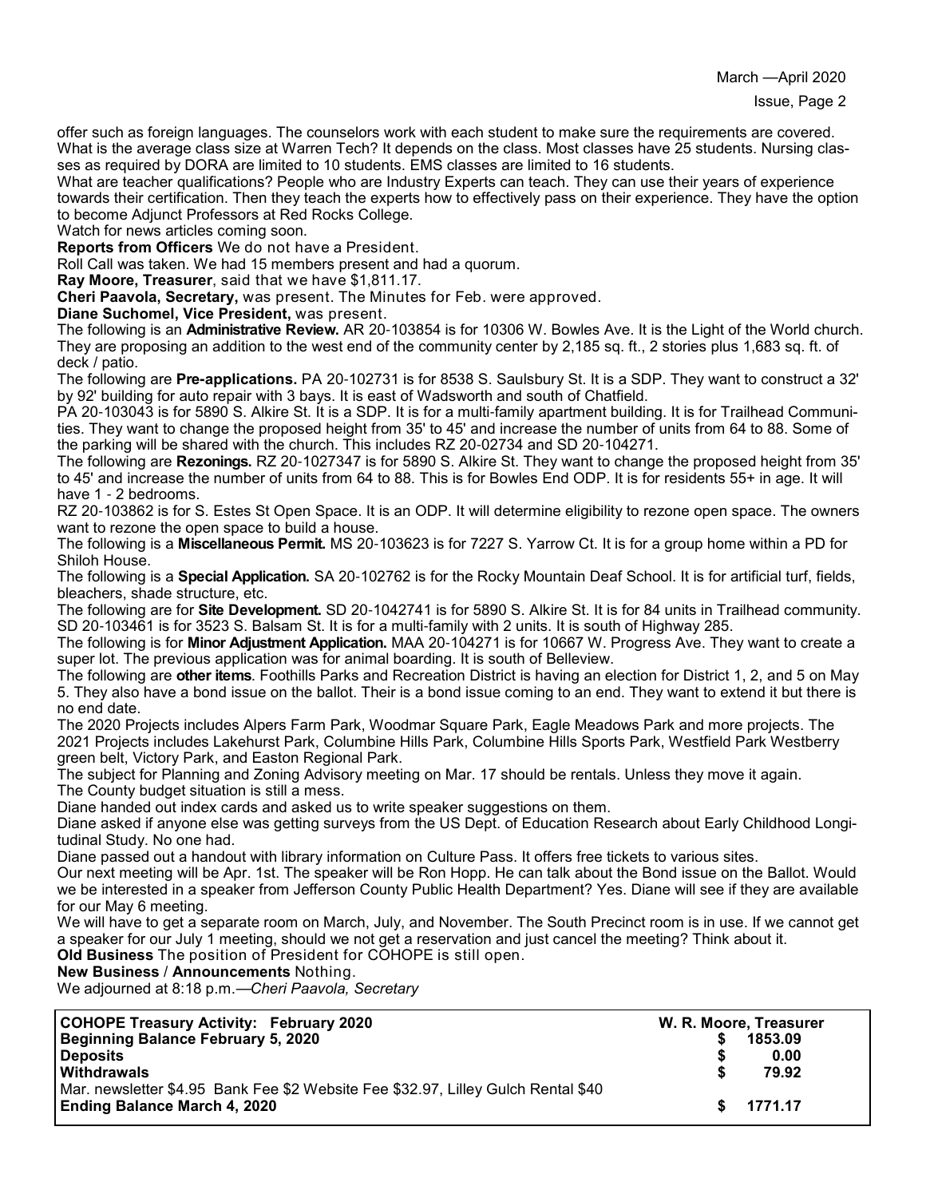offer such as foreign languages. The counselors work with each student to make sure the requirements are covered.

What is the average class size at Warren Tech? It depends on the class. Most classes have 25 students. Nursing classes as required by DORA are limited to 10 students. EMS classes are limited to 16 students.

What are teacher qualifications? People who are Industry Experts can teach. They can use their years of experience towards their certification. Then they teach the experts how to effectively pass on their experience. They have the option to become Adjunct Professors at Red Rocks College.

Watch for news articles coming soon.

**Reports from Officers** We do not have a President.

Roll Call was taken. We had 15 members present and had a quorum.

**Ray Moore, Treasurer**, said that we have $1,811.17.

**Cheri Paavola, Secretary,** was present. The Minutes for Feb. were approved.

**Diane Suchomel, Vice President,** was present.

The following is an **Administrative Review.** AR 20-103854 is for 10306 W. Bowles Ave. It is the Light of the World church. They are proposing an addition to the west end of the community center by 2,185 sq. ft., 2 stories plus 1,683 sq. ft. of deck / patio.

The following are **Pre-applications.** PA 20-102731 is for 8538 S. Saulsbury St. It is a SDP. They want to construct a 32' by 92' building for auto repair with 3 bays. It is east of Wadsworth and south of Chatfield.

PA 20-103043 is for 5890 S. Alkire St. It is a SDP. It is for a multi-family apartment building. It is for Trailhead Communities. They want to change the proposed height from 35' to 45' and increase the number of units from 64 to 88. Some of the parking will be shared with the church. This includes RZ 20-02734 and SD 20-104271.

The following are **Rezonings.** RZ 20-1027347 is for 5890 S. Alkire St. They want to change the proposed height from 35' to 45' and increase the number of units from 64 to 88. This is for Bowles End ODP. It is for residents 55+ in age. It will have 1 - 2 bedrooms.

RZ 20-103862 is for S. Estes St Open Space. It is an ODP. It will determine eligibility to rezone open space. The owners want to rezone the open space to build a house.

The following is a **Miscellaneous Permit.** MS 20-103623 is for 7227 S. Yarrow Ct. It is for a group home within a PD for Shiloh House.

The following is a **Special Application.** SA 20-102762 is for the Rocky Mountain Deaf School. It is for artificial turf, fields, bleachers, shade structure, etc.

The following are for **Site Development.** SD 20-1042741 is for 5890 S. Alkire St. It is for 84 units in Trailhead community. SD 20-103461 is for 3523 S. Balsam St. It is for a multi-family with 2 units. It is south of Highway 285.

The following is for **Minor Adjustment Application.** MAA 20-104271 is for 10667 W. Progress Ave. They want to create a super lot. The previous application was for animal boarding. It is south of Belleview.

The following are **other items**. Foothills Parks and Recreation District is having an election for District 1, 2, and 5 on May 5. They also have a bond issue on the ballot. Their is a bond issue coming to an end. They want to extend it but there is no end date.

The 2020 Projects includes Alpers Farm Park, Woodmar Square Park, Eagle Meadows Park and more projects. The 2021 Projects includes Lakehurst Park, Columbine Hills Park, Columbine Hills Sports Park, Westfield Park Westberry green belt, Victory Park, and Easton Regional Park.

The subject for Planning and Zoning Advisory meeting on Mar. 17 should be rentals. Unless they move it again.

The County budget situation is still a mess.

Diane handed out index cards and asked us to write speaker suggestions on them.

Diane asked if anyone else was getting surveys from the US Dept. of Education Research about Early Childhood Longitudinal Study. No one had.

Diane passed out a handout with library information on Culture Pass. It offers free tickets to various sites.

Our next meeting will be Apr. 1st. The speaker will be Ron Hopp. He can talk about the Bond issue on the Ballot. Would we be interested in a speaker from Jefferson County Public Health Department? Yes. Diane will see if they are available for our May 6 meeting.

We will have to get a separate room on March, July, and November. The South Precinct room is in use. If we cannot get a speaker for our July 1 meeting, should we not get a reservation and just cancel the meeting? Think about it.

**Old Business** The position of President for COHOPE is still open.

**New Business** / **Announcements** Nothing.

We adjourned at 8:18 p.m.—*Cheri Paavola, Secretary*

| **COHOPE Treasury Activity: February 2020** | **W. R. Moore, Treasurer** |
|---|---|
| **Beginning Balance February 5, 2020** | **$ 1853.09** |
| **Deposits** | **$ 0.00** |
| **Withdrawals** | **$ 79.92** |
| Mar. newsletter $4.95 Bank Fee $2 Website Fee $32.97, Lilley Gulch Rental $40 | |
| **Ending Balance March 4, 2020** | **$ 1771.17** |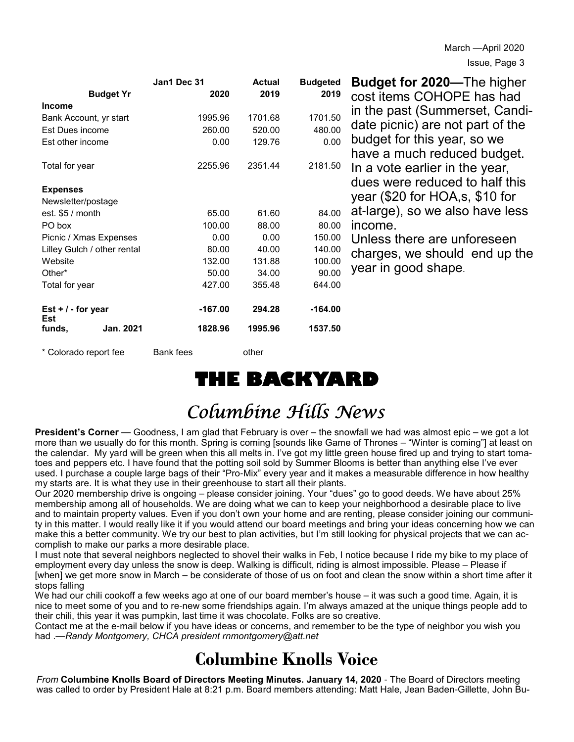| Budget Yr | Jan1 Dec 31 2020 | Actual 2019 | Budgeted 2019 |
|---|---|---|---|
| **Income** | | | |
| Bank Account, yr start | 1995.96 | 1701.68 | 1701.50 |
| Est Dues income | 260.00 | 520.00 | 480.00 |
| Est other income | 0.00 | 129.76 | 0.00 |
| Total for year | 2255.96 | 2351.44 | 2181.50 |
| **Expenses** | | | |
| Newsletter/postage est. $5 / month | 65.00 | 61.60 | 84.00 |
| PO box | 100.00 | 88.00 | 80.00 |
| Picnic / Xmas Expenses | 0.00 | 0.00 | 150.00 |
| Lilley Gulch / other rental | 80.00 | 40.00 | 140.00 |
| Website | 132.00 | 131.88 | 100.00 |
| Other* | 50.00 | 34.00 | 90.00 |
| Total for year | 427.00 | 355.48 | 644.00 |
| **Est + / - for year** | **-167.00** | **294.28** | **-164.00** |
| **Est funds, Jan. 2021** | **1828.96** | **1995.96** | **1537.50** |

\* Colorado report fee Bank fees other

**Budget for 2020—**The higher cost items COHOPE has had in the past (Summerset, Candidate picnic) are not part of the budget for this year, so we have a much reduced budget. In a vote earlier in the year, dues were reduced to half this year ($20 for HOA,s, $10 for at-large), so we also have less income.

Unless there are unforeseen charges, we should end up the year in good shape.

# THE BACKYARD

## *Columbine Hills News*

**President's Corner** — Goodness, I am glad that February is over – the snowfall we had was almost epic – we got a lot more than we usually do for this month. Spring is coming [sounds like Game of Thrones – "Winter is coming"] at least on the calendar. My yard will be green when this all melts in. I've got my little green house fired up and trying to start tomatoes and peppers etc. I have found that the potting soil sold by Summer Blooms is better than anything else I've ever used. I purchase a couple large bags of their "Pro-Mix" every year and it makes a measurable difference in how healthy my starts are. It is what they use in their greenhouse to start all their plants.

Our 2020 membership drive is ongoing – please consider joining. Your "dues" go to good deeds. We have about 25% membership among all of households. We are doing what we can to keep your neighborhood a desirable place to live and to maintain property values. Even if you don't own your home and are renting, please consider joining our community in this matter. I would really like it if you would attend our board meetings and bring your ideas concerning how we can make this a better community. We try our best to plan activities, but I'm still looking for physical projects that we can accomplish to make our parks a more desirable place.

I must note that several neighbors neglected to shovel their walks in Feb, I notice because I ride my bike to my place of employment every day unless the snow is deep. Walking is difficult, riding is almost impossible. Please – Please if [when] we get more snow in March – be considerate of those of us on foot and clean the snow within a short time after it stops falling

We had our chili cookoff a few weeks ago at one of our board member's house – it was such a good time. Again, it is nice to meet some of you and to re-new some friendships again. I'm always amazed at the unique things people add to their chili, this year it was pumpkin, last time it was chocolate. Folks are so creative.

Contact me at the e-mail below if you have ideas or concerns, and remember to be the type of neighbor you wish you had .—*Randy Montgomery, CHCA president rnmontgomery@att.net*

## Columbine Knolls Voice

*From* **Columbine Knolls Board of Directors Meeting Minutes. January 14, 2020** - The Board of Directors meeting was called to order by President Hale at 8:21 p.m. Board members attending: Matt Hale, Jean Baden-Gillette, John Bu-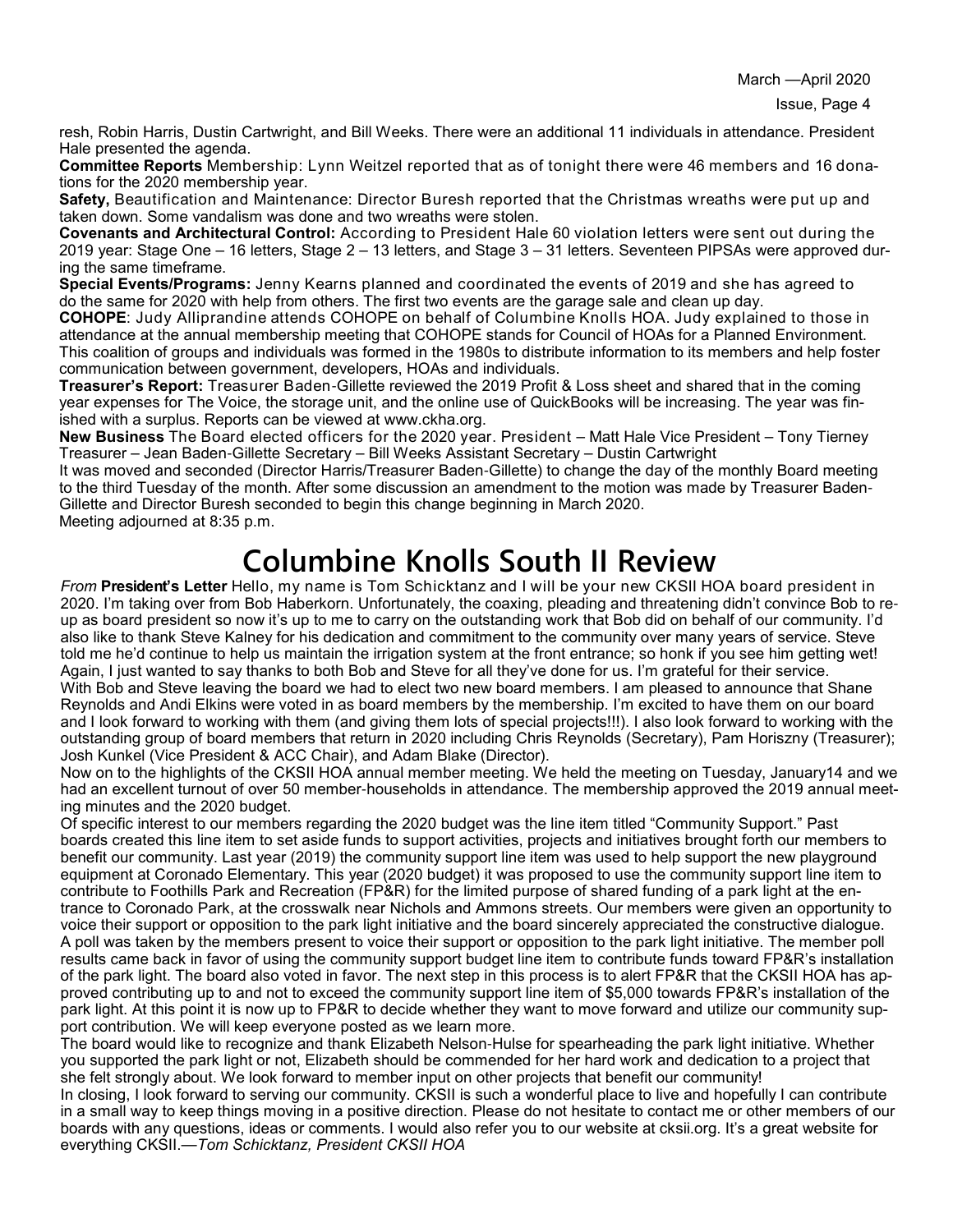resh, Robin Harris, Dustin Cartwright, and Bill Weeks. There were an additional 11 individuals in attendance. President Hale presented the agenda.

**Committee Reports** Membership: Lynn Weitzel reported that as of tonight there were 46 members and 16 donations for the 2020 membership year.

**Safety,** Beautification and Maintenance: Director Buresh reported that the Christmas wreaths were put up and taken down. Some vandalism was done and two wreaths were stolen.

**Covenants and Architectural Control:** According to President Hale 60 violation letters were sent out during the 2019 year: Stage One – 16 letters, Stage 2 – 13 letters, and Stage 3 – 31 letters. Seventeen PIPSAs were approved during the same timeframe.

**Special Events/Programs:** Jenny Kearns planned and coordinated the events of 2019 and she has agreed to do the same for 2020 with help from others. The first two events are the garage sale and clean up day.

**COHOPE**: Judy Alliprandine attends COHOPE on behalf of Columbine Knolls HOA. Judy explained to those in attendance at the annual membership meeting that COHOPE stands for Council of HOAs for a Planned Environment. This coalition of groups and individuals was formed in the 1980s to distribute information to its members and help foster communication between government, developers, HOAs and individuals.

**Treasurer's Report:** Treasurer Baden-Gillette reviewed the 2019 Profit & Loss sheet and shared that in the coming year expenses for The Voice, the storage unit, and the online use of QuickBooks will be increasing. The year was finished with a surplus. Reports can be viewed at www.ckha.org.

**New Business** The Board elected officers for the 2020 year. President – Matt Hale Vice President – Tony Tierney Treasurer – Jean Baden-Gillette Secretary – Bill Weeks Assistant Secretary – Dustin Cartwright

It was moved and seconded (Director Harris/Treasurer Baden-Gillette) to change the day of the monthly Board meeting to the third Tuesday of the month. After some discussion an amendment to the motion was made by Treasurer Baden-Gillette and Director Buresh seconded to begin this change beginning in March 2020.

Meeting adjourned at 8:35 p.m.

# Columbine Knolls South II Review

*From* **President's Letter** Hello, my name is Tom Schicktanz and I will be your new CKSII HOA board president in 2020. I'm taking over from Bob Haberkorn. Unfortunately, the coaxing, pleading and threatening didn't convince Bob to re-up as board president so now it's up to me to carry on the outstanding work that Bob did on behalf of our community. I'd also like to thank Steve Kalney for his dedication and commitment to the community over many years of service. Steve told me he'd continue to help us maintain the irrigation system at the front entrance; so honk if you see him getting wet! Again, I just wanted to say thanks to both Bob and Steve for all they've done for us. I'm grateful for their service.

With Bob and Steve leaving the board we had to elect two new board members. I am pleased to announce that Shane Reynolds and Andi Elkins were voted in as board members by the membership. I'm excited to have them on our board and I look forward to working with them (and giving them lots of special projects!!!). I also look forward to working with the outstanding group of board members that return in 2020 including Chris Reynolds (Secretary), Pam Horiszny (Treasurer); Josh Kunkel (Vice President & ACC Chair), and Adam Blake (Director).

Now on to the highlights of the CKSII HOA annual member meeting. We held the meeting on Tuesday, January14 and we had an excellent turnout of over 50 member-households in attendance. The membership approved the 2019 annual meeting minutes and the 2020 budget.

Of specific interest to our members regarding the 2020 budget was the line item titled "Community Support." Past boards created this line item to set aside funds to support activities, projects and initiatives brought forth our members to benefit our community. Last year (2019) the community support line item was used to help support the new playground equipment at Coronado Elementary. This year (2020 budget) it was proposed to use the community support line item to contribute to Foothills Park and Recreation (FP&R) for the limited purpose of shared funding of a park light at the entrance to Coronado Park, at the crosswalk near Nichols and Ammons streets. Our members were given an opportunity to voice their support or opposition to the park light initiative and the board sincerely appreciated the constructive dialogue. A poll was taken by the members present to voice their support or opposition to the park light initiative. The member poll results came back in favor of using the community support budget line item to contribute funds toward FP&R's installation of the park light. The board also voted in favor. The next step in this process is to alert FP&R that the CKSII HOA has approved contributing up to and not to exceed the community support line item of $5,000 towards FP&R's installation of the park light. At this point it is now up to FP&R to decide whether they want to move forward and utilize our community support contribution. We will keep everyone posted as we learn more.

The board would like to recognize and thank Elizabeth Nelson-Hulse for spearheading the park light initiative. Whether you supported the park light or not, Elizabeth should be commended for her hard work and dedication to a project that she felt strongly about. We look forward to member input on other projects that benefit our community!

In closing, I look forward to serving our community. CKSII is such a wonderful place to live and hopefully I can contribute in a small way to keep things moving in a positive direction. Please do not hesitate to contact me or other members of our boards with any questions, ideas or comments. I would also refer you to our website at cksii.org. It's a great website for everything CKSII.—*Tom Schicktanz, President CKSII HOA*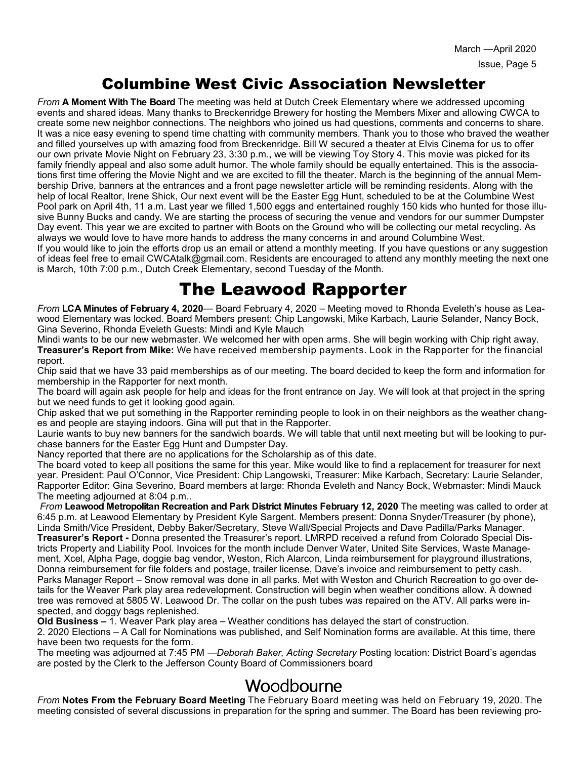# Columbine West Civic Association Newsletter

*From* **A Moment With The Board** The meeting was held at Dutch Creek Elementary where we addressed upcoming events and shared ideas. Many thanks to Breckenridge Brewery for hosting the Members Mixer and allowing CWCA to create some new neighbor connections. The neighbors who joined us had questions, comments and concerns to share. It was a nice easy evening to spend time chatting with community members. Thank you to those who braved the weather and filled yourselves up with amazing food from Breckenridge. Bill W secured a theater at Elvis Cinema for us to offer our own private Movie Night on February 23, 3:30 p.m., we will be viewing Toy Story 4. This movie was picked for its family friendly appeal and also some adult humor. The whole family should be equally entertained. This is the associations first time offering the Movie Night and we are excited to fill the theater. March is the beginning of the annual Membership Drive, banners at the entrances and a front page newsletter article will be reminding residents. Along with the help of local Realtor, Irene Shick, Our next event will be the Easter Egg Hunt, scheduled to be at the Columbine West Pool park on April 4th, 11 a.m. Last year we filled 1,500 eggs and entertained roughly 150 kids who hunted for those illusive Bunny Bucks and candy. We are starting the process of securing the venue and vendors for our summer Dumpster Day event. This year we are excited to partner with Boots on the Ground who will be collecting our metal recycling. As always we would love to have more hands to address the many concerns in and around Columbine West.

If you would like to join the efforts drop us an email or attend a monthly meeting. If you have questions or any suggestion of ideas feel free to email CWCAtalk@gmail.com. Residents are encouraged to attend any monthly meeting the next one is March, 10th 7:00 p.m., Dutch Creek Elementary, second Tuesday of the Month.

# The Leawood Rapporter

*From* **LCA Minutes of February 4, 2020**— Board February 4, 2020 – Meeting moved to Rhonda Eveleth's house as Leawood Elementary was locked. Board Members present: Chip Langowski, Mike Karbach, Laurie Selander, Nancy Bock, Gina Severino, Rhonda Eveleth Guests: Mindi and Kyle Mauch

Mindi wants to be our new webmaster. We welcomed her with open arms. She will begin working with Chip right away.

**Treasurer's Report from Mike:** We have received membership payments. Look in the Rapporter for the financial report.

Chip said that we have 33 paid memberships as of our meeting. The board decided to keep the form and information for membership in the Rapporter for next month.

The board will again ask people for help and ideas for the front entrance on Jay. We will look at that project in the spring but we need funds to get it looking good again.

Chip asked that we put something in the Rapporter reminding people to look in on their neighbors as the weather changes and people are staying indoors. Gina will put that in the Rapporter.

Laurie wants to buy new banners for the sandwich boards. We will table that until next meeting but will be looking to purchase banners for the Easter Egg Hunt and Dumpster Day.

Nancy reported that there are no applications for the Scholarship as of this date.

The board voted to keep all positions the same for this year. Mike would like to find a replacement for treasurer for next year. President: Paul O'Connor, Vice President: Chip Langowski, Treasurer: Mike Karbach, Secretary: Laurie Selander, Rapporter Editor: Gina Severino, Board members at large: Rhonda Eveleth and Nancy Bock, Webmaster: Mindi Mauck

The meeting adjourned at 8:04 p.m..

*From* **Leawood Metropolitan Recreation and Park District Minutes February 12, 2020** The meeting was called to order at 6:45 p.m. at Leawood Elementary by President Kyle Sargent. Members present: Donna Snyder/Treasurer (by phone), Linda Smith/Vice President, Debby Baker/Secretary, Steve Wall/Special Projects and Dave Padilla/Parks Manager.

**Treasurer's Report -** Donna presented the Treasurer's report. LMRPD received a refund from Colorado Special Districts Property and Liability Pool. Invoices for the month include Denver Water, United Site Services, Waste Management, Xcel, Alpha Page, doggie bag vendor, Weston, Rich Alarcon, Linda reimbursement for playground illustrations, Donna reimbursement for file folders and postage, trailer license, Dave's invoice and reimbursement to petty cash.

Parks Manager Report – Snow removal was done in all parks. Met with Weston and Church Recreation to go over details for the Weaver Park play area redevelopment. Construction will begin when weather conditions allow. A downed tree was removed at 5805 W. Leawood Dr. The collar on the push tubes was repaired on the ATV. All parks were inspected, and doggy bags replenished.

**Old Business –** 1. Weaver Park play area – Weather conditions has delayed the start of construction.

2. 2020 Elections – A Call for Nominations was published, and Self Nomination forms are available. At this time, there have been two requests for the form.

The meeting was adjourned at 7:45 PM —*Deborah Baker, Acting Secretary* Posting location: District Board's agendas are posted by the Clerk to the Jefferson County Board of Commissioners board

# Woodbourne

*From* **Notes From the February Board Meeting** The February Board meeting was held on February 19, 2020. The meeting consisted of several discussions in preparation for the spring and summer. The Board has been reviewing pro-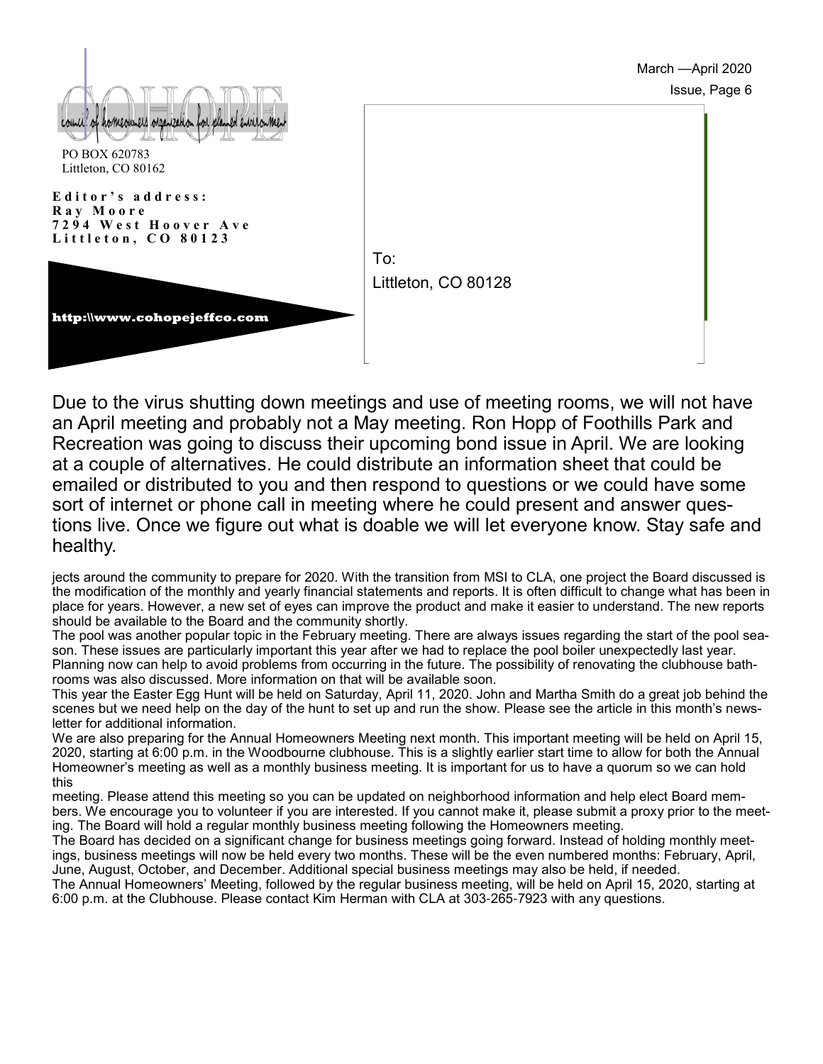COHOPE

council of homeowners organization for planned environment

PO BOX 620783
Littleton, CO 80162

**Editor's address:**
**Ray Moore**
**7294 West Hoover Ave**
**Littleton, CO 80123**

**http:\\www.cohopejeffco.com**

March —April 2020
Issue, Page 6

To:
Littleton, CO 80128

Due to the virus shutting down meetings and use of meeting rooms, we will not have an April meeting and probably not a May meeting. Ron Hopp of Foothills Park and Recreation was going to discuss their upcoming bond issue in April. We are looking at a couple of alternatives. He could distribute an information sheet that could be emailed or distributed to you and then respond to questions or we could have some sort of internet or phone call in meeting where he could present and answer questions live. Once we figure out what is doable we will let everyone know. Stay safe and healthy.

jects around the community to prepare for 2020. With the transition from MSI to CLA, one project the Board discussed is the modification of the monthly and yearly financial statements and reports. It is often difficult to change what has been in place for years. However, a new set of eyes can improve the product and make it easier to understand. The new reports should be available to the Board and the community shortly.

The pool was another popular topic in the February meeting. There are always issues regarding the start of the pool season. These issues are particularly important this year after we had to replace the pool boiler unexpectedly last year. Planning now can help to avoid problems from occurring in the future. The possibility of renovating the clubhouse bathrooms was also discussed. More information on that will be available soon.

This year the Easter Egg Hunt will be held on Saturday, April 11, 2020. John and Martha Smith do a great job behind the scenes but we need help on the day of the hunt to set up and run the show. Please see the article in this month's newsletter for additional information.

We are also preparing for the Annual Homeowners Meeting next month. This important meeting will be held on April 15, 2020, starting at 6:00 p.m. in the Woodbourne clubhouse. This is a slightly earlier start time to allow for both the Annual Homeowner's meeting as well as a monthly business meeting. It is important for us to have a quorum so we can hold this meeting. Please attend this meeting so you can be updated on neighborhood information and help elect Board members. We encourage you to volunteer if you are interested. If you cannot make it, please submit a proxy prior to the meeting. The Board will hold a regular monthly business meeting following the Homeowners meeting.

The Board has decided on a significant change for business meetings going forward. Instead of holding monthly meetings, business meetings will now be held every two months. These will be the even numbered months: February, April, June, August, October, and December. Additional special business meetings may also be held, if needed.

The Annual Homeowners' Meeting, followed by the regular business meeting, will be held on April 15, 2020, starting at 6:00 p.m. at the Clubhouse. Please contact Kim Herman with CLA at 303-265-7923 with any questions.